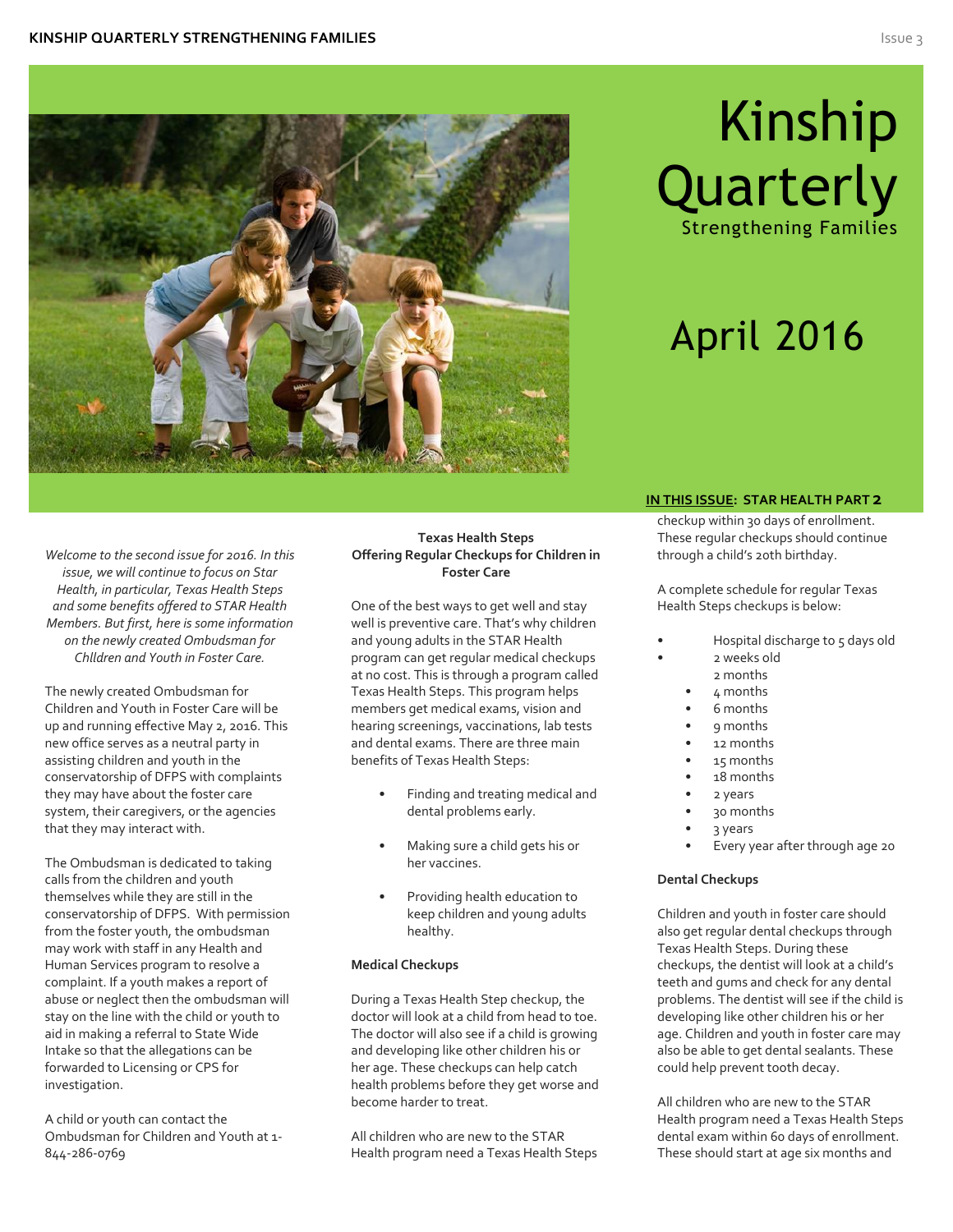# Kinship Quarterly

Strengthening Families

April 2016

**IN THIS ISSUE: STAR HEALTH PART 2**

*Welcome to the second issue for 2016. In this issue, we will continue to focus on Star Health, in particular, Texas Health Steps and some benefits offered to STAR Health Members. But first, here is some information on the newly created Ombudsman for Chlldren and Youth in Foster Care.*

The newly created Ombudsman for Children and Youth in Foster Care will be up and running effective May 2, 2016. This new office serves as a neutral party in assisting children and youth in the conservatorship of DFPS with complaints they may have about the foster care system, their caregivers, or the agencies that they may interact with.

The Ombudsman is dedicated to taking calls from the children and youth themselves while they are still in the conservatorship of DFPS. With permission from the foster youth, the ombudsman may work with staff in any Health and Human Services program to resolve a complaint. If a youth makes a report of abuse or neglect then the ombudsman will stay on the line with the child or youth to aid in making a referral to State Wide Intake so that the allegations can be forwarded to Licensing or CPS for investigation.

A child or youth can contact the Ombudsman for Children and Youth at 1-844-286-0769

## Texas Health Steps Offering Regular Checkups for Children in Foster Care

One of the best ways to get well and stay well is preventive care. That's why children and young adults in the STAR Health program can get regular medical checkups at no cost. This is through a program called Texas Health Steps. This program helps members get medical exams, vision and hearing screenings, vaccinations, lab tests and dental exams. There are three main benefits of Texas Health Steps:

- Finding and treating medical and dental problems early.
- Making sure a child gets his or her vaccines.
- Providing health education to keep children and young adults healthy.

### Medical Checkups

During a Texas Health Step checkup, the doctor will look at a child from head to toe. The doctor will also see if a child is growing and developing like other children his or her age. These checkups can help catch health problems before they get worse and become harder to treat.

All children who are new to the STAR Health program need a Texas Health Steps checkup within 30 days of enrollment. These regular checkups should continue through a child's 20th birthday.

A complete schedule for regular Texas Health Steps checkups is below:

- Hospital discharge to 5 days old
- 2 weeks old
- 2 months
- 4 months
- 6 months
- 9 months
- 12 months
- 15 months
- 18 months
- 2 years
- 30 months
- 3 years
- Every year after through age 20

### Dental Checkups

Children and youth in foster care should also get regular dental checkups through Texas Health Steps. During these checkups, the dentist will look at a child's teeth and gums and check for any dental problems. The dentist will see if the child is developing like other children his or her age. Children and youth in foster care may also be able to get dental sealants. These could help prevent tooth decay.

All children who are new to the STAR Health program need a Texas Health Steps dental exam within 60 days of enrollment. These should start at age six months and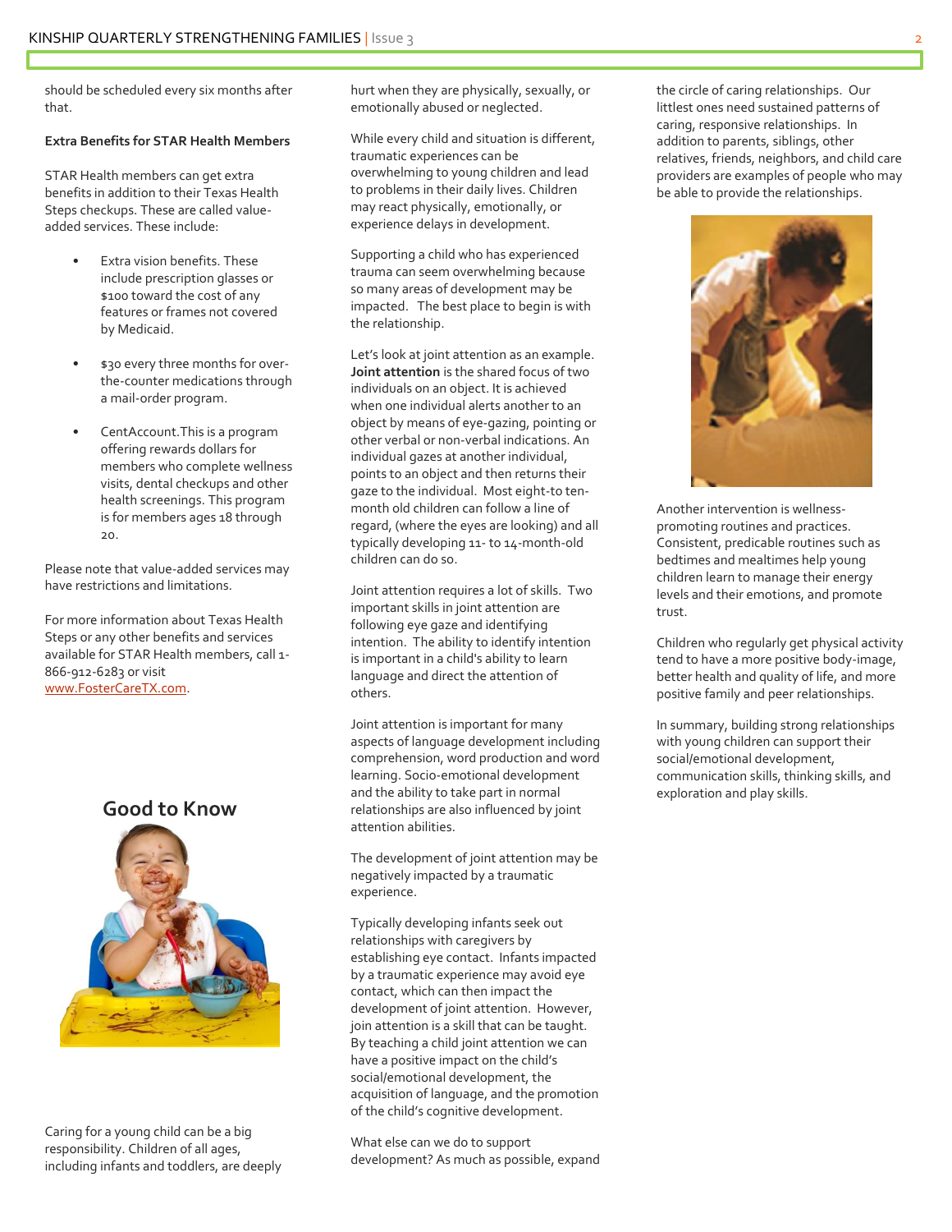should be scheduled every six months after that.

**Extra Benefits for STAR Health Members**

STAR Health members can get extra benefits in addition to their Texas Health Steps checkups. These are called value-added services. These include:

- Extra vision benefits. These include prescription glasses or $100 toward the cost of any features or frames not covered by Medicaid.
- $30 every three months for over-the-counter medications through a mail-order program.
- CentAccount.This is a program offering rewards dollars for members who complete wellness visits, dental checkups and other health screenings. This program is for members ages 18 through 20.

Please note that value-added services may have restrictions and limitations.

For more information about Texas Health Steps or any other benefits and services available for STAR Health members, call 1-866-912-6283 or visit www.FosterCareTX.com.

## Good to Know

Caring for a young child can be a big responsibility. Children of all ages, including infants and toddlers, are deeply hurt when they are physically, sexually, or emotionally abused or neglected.

While every child and situation is different, traumatic experiences can be overwhelming to young children and lead to problems in their daily lives. Children may react physically, emotionally, or experience delays in development.

Supporting a child who has experienced trauma can seem overwhelming because so many areas of development may be impacted. The best place to begin is with the relationship.

Let's look at joint attention as an example. **Joint attention** is the shared focus of two individuals on an object. It is achieved when one individual alerts another to an object by means of eye-gazing, pointing or other verbal or non-verbal indications. An individual gazes at another individual, points to an object and then returns their gaze to the individual. Most eight-to ten-month old children can follow a line of regard, (where the eyes are looking) and all typically developing 11- to 14-month-old children can do so.

Joint attention requires a lot of skills. Two important skills in joint attention are following eye gaze and identifying intention. The ability to identify intention is important in a child's ability to learn language and direct the attention of others.

Joint attention is important for many aspects of language development including comprehension, word production and word learning. Socio-emotional development and the ability to take part in normal relationships are also influenced by joint attention abilities.

The development of joint attention may be negatively impacted by a traumatic experience.

Typically developing infants seek out relationships with caregivers by establishing eye contact. Infants impacted by a traumatic experience may avoid eye contact, which can then impact the development of joint attention. However, join attention is a skill that can be taught. By teaching a child joint attention we can have a positive impact on the child's social/emotional development, the acquisition of language, and the promotion of the child's cognitive development.

What else can we do to support development? As much as possible, expand the circle of caring relationships. Our littlest ones need sustained patterns of caring, responsive relationships. In addition to parents, siblings, other relatives, friends, neighbors, and child care providers are examples of people who may be able to provide the relationships.

Another intervention is wellness-promoting routines and practices. Consistent, predicable routines such as bedtimes and mealtimes help young children learn to manage their energy levels and their emotions, and promote trust.

Children who regularly get physical activity tend to have a more positive body-image, better health and quality of life, and more positive family and peer relationships.

In summary, building strong relationships with young children can support their social/emotional development, communication skills, thinking skills, and exploration and play skills.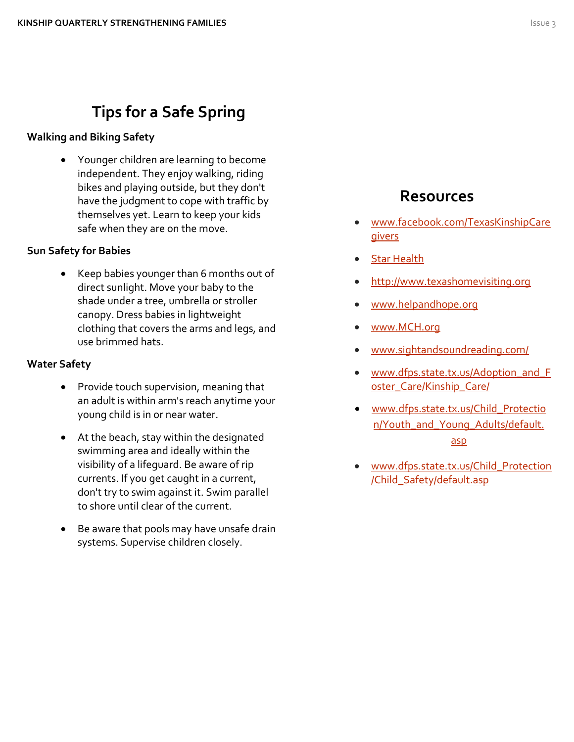# Tips for a Safe Spring

**Walking and Biking Safety**

- Younger children are learning to become independent. They enjoy walking, riding bikes and playing outside, but they don't have the judgment to cope with traffic by themselves yet. Learn to keep your kids safe when they are on the move.

**Sun Safety for Babies**

- Keep babies younger than 6 months out of direct sunlight. Move your baby to the shade under a tree, umbrella or stroller canopy. Dress babies in lightweight clothing that covers the arms and legs, and use brimmed hats.

**Water Safety**

- Provide touch supervision, meaning that an adult is within arm's reach anytime your young child is in or near water.
- At the beach, stay within the designated swimming area and ideally within the visibility of a lifeguard. Be aware of rip currents. If you get caught in a current, don't try to swim against it. Swim parallel to shore until clear of the current.
- Be aware that pools may have unsafe drain systems. Supervise children closely.

## Resources

- www.facebook.com/TexasKinshipCaregivers
- Star Health
- http://www.texashomevisiting.org
- www.helpandhope.org
- www.MCH.org
- www.sightandsoundreading.com/
- www.dfps.state.tx.us/Adoption_and_Foster_Care/Kinship_Care/
- www.dfps.state.tx.us/Child_Protection/Youth_and_Young_Adults/default.asp
- www.dfps.state.tx.us/Child_Protection/Child_Safety/default.asp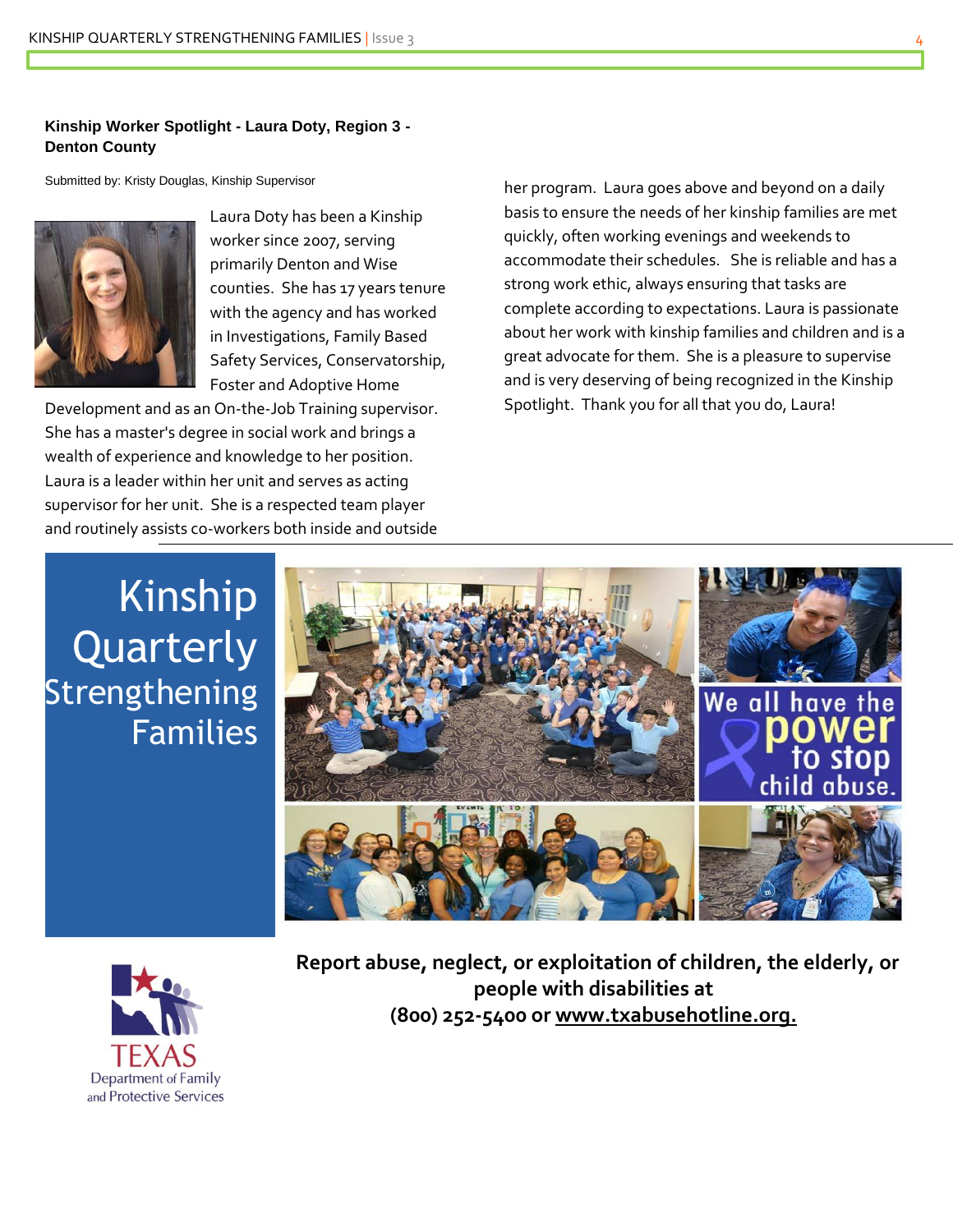### Kinship Worker Spotlight - Laura Doty, Region 3 - Denton County

Submitted by: Kristy Douglas, Kinship Supervisor

Laura Doty has been a Kinship worker since 2007, serving primarily Denton and Wise counties. She has 17 years tenure with the agency and has worked in Investigations, Family Based Safety Services, Conservatorship, Foster and Adoptive Home Development and as an On-the-Job Training supervisor. She has a master's degree in social work and brings a wealth of experience and knowledge to her position. Laura is a leader within her unit and serves as acting supervisor for her unit. She is a respected team player and routinely assists co-workers both inside and outside her program. Laura goes above and beyond on a daily basis to ensure the needs of her kinship families are met quickly, often working evenings and weekends to accommodate their schedules. She is reliable and has a strong work ethic, always ensuring that tasks are complete according to expectations. Laura is passionate about her work with kinship families and children and is a great advocate for them. She is a pleasure to supervise and is very deserving of being recognized in the Kinship Spotlight. Thank you for all that you do, Laura!

# Kinship Quarterly Strengthening Families

We all have the power to stop child abuse.

**Report abuse, neglect, or exploitation of children, the elderly, or people with disabilities at (800) 252-5400 or www.txabusehotline.org.**

TEXAS Department of Family and Protective Services